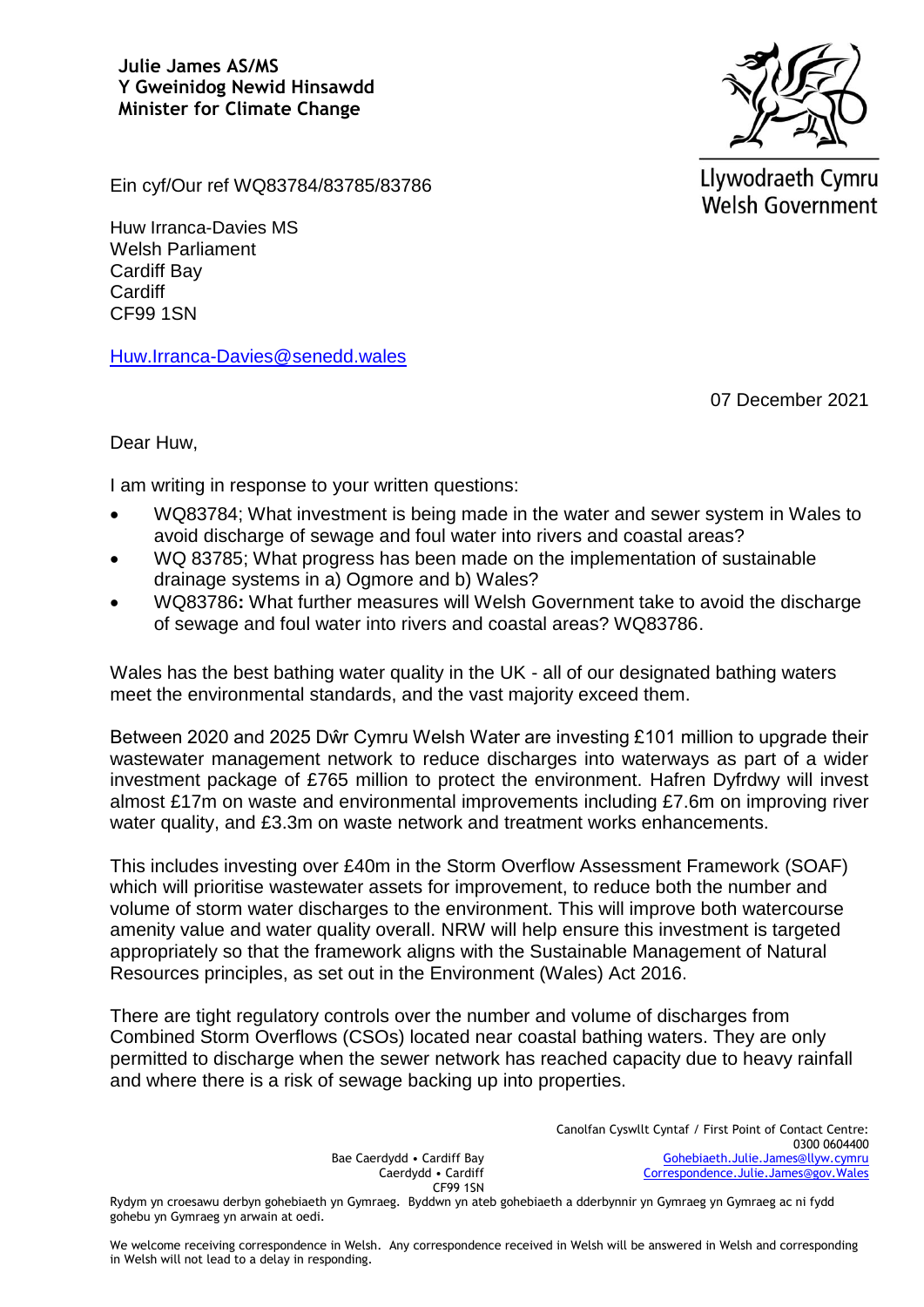**Julie James AS/MS**
**Y Gweinidog Newid Hinsawdd**
**Minister for Climate Change**

Llywodraeth Cymru
Welsh Government

Ein cyf/Our ref WQ83784/83785/83786

Huw Irranca-Davies MS
Welsh Parliament
Cardiff Bay
Cardiff
CF99 1SN

Huw.Irranca-Davies@senedd.wales

07 December 2021

Dear Huw,

I am writing in response to your written questions:

- WQ83784; What investment is being made in the water and sewer system in Wales to avoid discharge of sewage and foul water into rivers and coastal areas?
- WQ 83785; What progress has been made on the implementation of sustainable drainage systems in a) Ogmore and b) Wales?
- WQ83786**:** What further measures will Welsh Government take to avoid the discharge of sewage and foul water into rivers and coastal areas? WQ83786.

Wales has the best bathing water quality in the UK - all of our designated bathing waters meet the environmental standards, and the vast majority exceed them.

Between 2020 and 2025 Dŵr Cymru Welsh Water are investing £101 million to upgrade their wastewater management network to reduce discharges into waterways as part of a wider investment package of £765 million to protect the environment. Hafren Dyfrdwy will invest almost £17m on waste and environmental improvements including £7.6m on improving river water quality, and £3.3m on waste network and treatment works enhancements.

This includes investing over £40m in the Storm Overflow Assessment Framework (SOAF) which will prioritise wastewater assets for improvement, to reduce both the number and volume of storm water discharges to the environment. This will improve both watercourse amenity value and water quality overall. NRW will help ensure this investment is targeted appropriately so that the framework aligns with the Sustainable Management of Natural Resources principles, as set out in the Environment (Wales) Act 2016.

There are tight regulatory controls over the number and volume of discharges from Combined Storm Overflows (CSOs) located near coastal bathing waters. They are only permitted to discharge when the sewer network has reached capacity due to heavy rainfall and where there is a risk of sewage backing up into properties.

Bae Caerdydd • Cardiff Bay
Caerdydd • Cardiff
CF99 1SN

Canolfan Cyswllt Cyntaf / First Point of Contact Centre:
0300 0604400
Gohebiaeth.Julie.James@llyw.cymru
Correspondence.Julie.James@gov.Wales

Rydym yn croesawu derbyn gohebiaeth yn Gymraeg. Byddwn yn ateb gohebiaeth a dderbynnir yn Gymraeg yn Gymraeg ac ni fydd gohebu yn Gymraeg yn arwain at oedi.

We welcome receiving correspondence in Welsh. Any correspondence received in Welsh will be answered in Welsh and corresponding in Welsh will not lead to a delay in responding.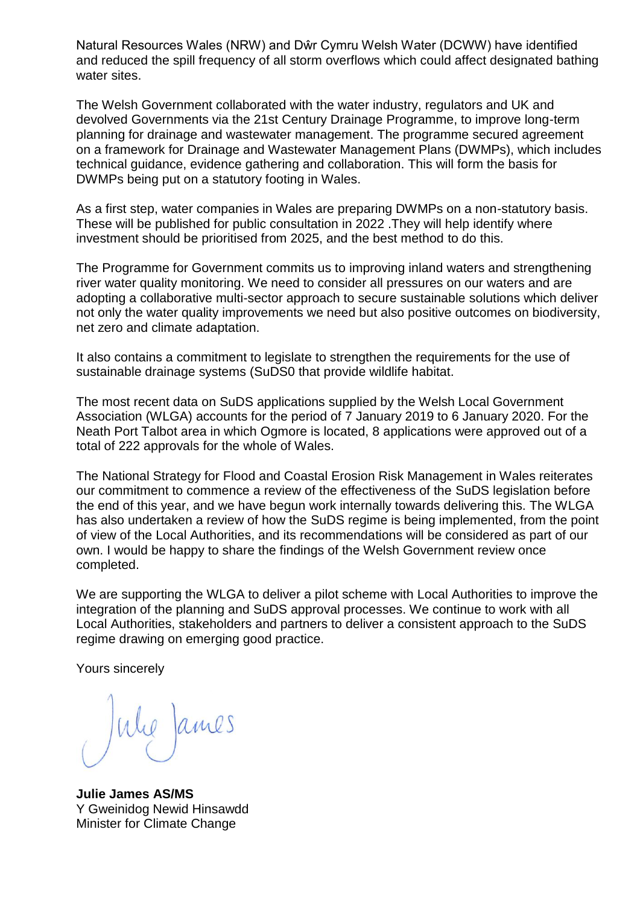Natural Resources Wales (NRW) and Dŵr Cymru Welsh Water (DCWW) have identified and reduced the spill frequency of all storm overflows which could affect designated bathing water sites.

The Welsh Government collaborated with the water industry, regulators and UK and devolved Governments via the 21st Century Drainage Programme, to improve long-term planning for drainage and wastewater management. The programme secured agreement on a framework for Drainage and Wastewater Management Plans (DWMPs), which includes technical guidance, evidence gathering and collaboration. This will form the basis for DWMPs being put on a statutory footing in Wales.

As a first step, water companies in Wales are preparing DWMPs on a non-statutory basis. These will be published for public consultation in 2022 .They will help identify where investment should be prioritised from 2025, and the best method to do this.

The Programme for Government commits us to improving inland waters and strengthening river water quality monitoring. We need to consider all pressures on our waters and are adopting a collaborative multi-sector approach to secure sustainable solutions which deliver not only the water quality improvements we need but also positive outcomes on biodiversity, net zero and climate adaptation.

It also contains a commitment to legislate to strengthen the requirements for the use of sustainable drainage systems (SuDS0 that provide wildlife habitat.

The most recent data on SuDS applications supplied by the Welsh Local Government Association (WLGA) accounts for the period of 7 January 2019 to 6 January 2020. For the Neath Port Talbot area in which Ogmore is located, 8 applications were approved out of a total of 222 approvals for the whole of Wales.

The National Strategy for Flood and Coastal Erosion Risk Management in Wales reiterates our commitment to commence a review of the effectiveness of the SuDS legislation before the end of this year, and we have begun work internally towards delivering this. The WLGA has also undertaken a review of how the SuDS regime is being implemented, from the point of view of the Local Authorities, and its recommendations will be considered as part of our own. I would be happy to share the findings of the Welsh Government review once completed.

We are supporting the WLGA to deliver a pilot scheme with Local Authorities to improve the integration of the planning and SuDS approval processes. We continue to work with all Local Authorities, stakeholders and partners to deliver a consistent approach to the SuDS regime drawing on emerging good practice.

Yours sincerely

Julie James

**Julie James AS/MS**
Y Gweinidog Newid Hinsawdd
Minister for Climate Change